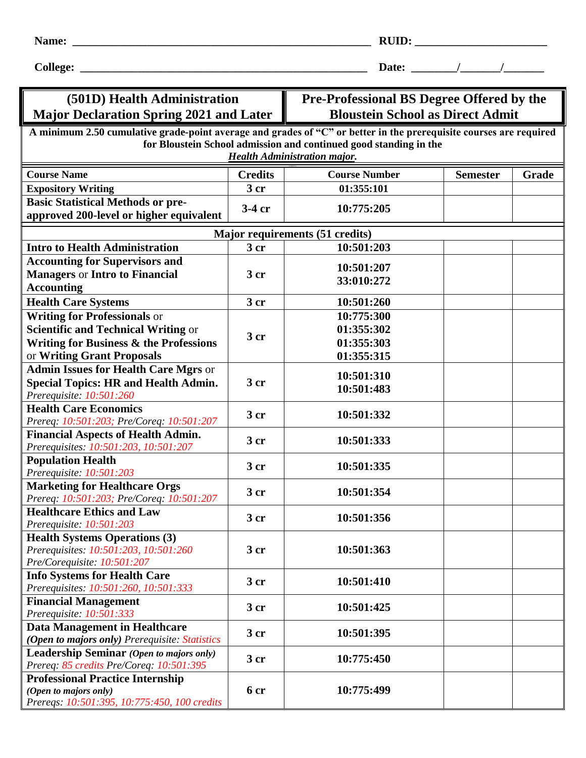Name: ________________________________________________ RUID: ____________________

College: ______________________________________________ Date: _______/______/______

| (501D) Health Administration Major Declaration Spring 2021 and Later | Pre-Professional BS Degree Offered by the Bloustein School as Direct Admit |
|---|---|

**A minimum 2.50 cumulative grade-point average and grades of "C" or better in the prerequisite courses are required for Bloustein School admission and continued good standing in the *Health Administration major.***

| Course Name | Credits | Course Number | Semester | Grade |
|---|---|---|---|---|
| **Expository Writing** | 3 cr | 01:355:101 | | |
| **Basic Statistical Methods or pre-approved 200-level or higher equivalent** | 3-4 cr | 10:775:205 | | |
| **Major requirements (51 credits)** | | | | |
| **Intro to Health Administration** | 3 cr | 10:501:203 | | |
| **Accounting for Supervisors and Managers** or **Intro to Financial Accounting** | 3 cr | 10:501:207<br>33:010:272 | | |
| **Health Care Systems** | 3 cr | 10:501:260 | | |
| **Writing for Professionals** or **Scientific and Technical Writing** or **Writing for Business & the Professions** or **Writing Grant Proposals** | 3 cr | 10:775:300<br>01:355:302<br>01:355:303<br>01:355:315 | | |
| **Admin Issues for Health Care Mgrs** or **Special Topics: HR and Health Admin.**<br>*Prerequisite: 10:501:260* | 3 cr | 10:501:310<br>10:501:483 | | |
| **Health Care Economics**<br>*Prereq: 10:501:203; Pre/Coreq: 10:501:207* | 3 cr | 10:501:332 | | |
| **Financial Aspects of Health Admin.**<br>*Prerequisites: 10:501:203, 10:501:207* | 3 cr | 10:501:333 | | |
| **Population Health**<br>*Prerequisite: 10:501:203* | 3 cr | 10:501:335 | | |
| **Marketing for Healthcare Orgs**<br>*Prereq: 10:501:203; Pre/Coreq: 10:501:207* | 3 cr | 10:501:354 | | |
| **Healthcare Ethics and Law**<br>*Prerequisite: 10:501:203* | 3 cr | 10:501:356 | | |
| **Health Systems Operations (3)**<br>*Prerequisites: 10:501:203, 10:501:260*<br>*Pre/Corequisite: 10:501:207* | 3 cr | 10:501:363 | | |
| **Info Systems for Health Care**<br>*Prerequisites: 10:501:260, 10:501:333* | 3 cr | 10:501:410 | | |
| **Financial Management**<br>*Prerequisite: 10:501:333* | 3 cr | 10:501:425 | | |
| **Data Management in Healthcare**<br>***(Open to majors only)*** *Prerequisite: Statistics* | 3 cr | 10:501:395 | | |
| **Leadership Seminar** ***(Open to majors only)***<br>*Prereq: 85 credits Pre/Coreq: 10:501:395* | 3 cr | 10:775:450 | | |
| **Professional Practice Internship**<br>***(Open to majors only)***<br>*Prereqs: 10:501:395, 10:775:450, 100 credits* | 6 cr | 10:775:499 | | |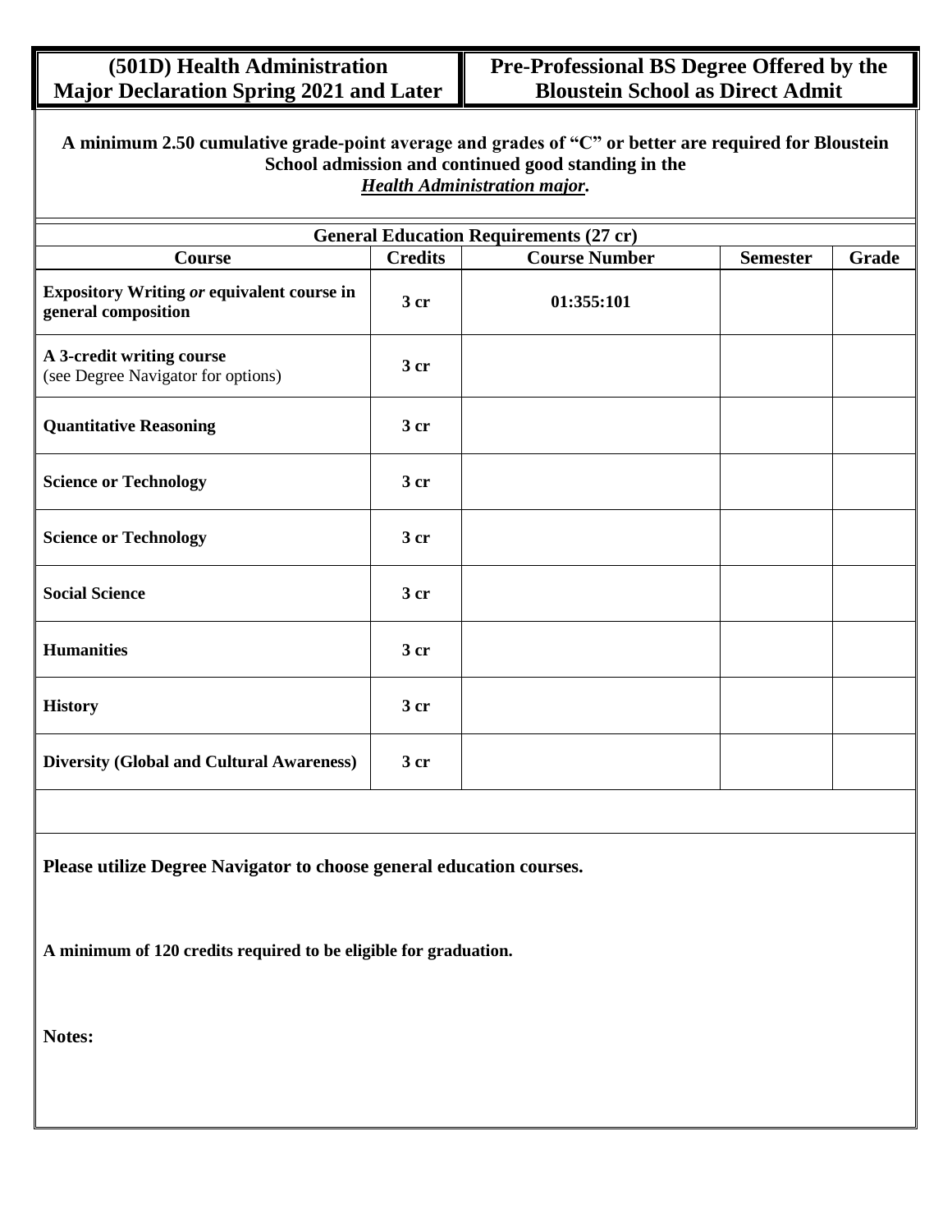| (501D) Health Administration Major Declaration Spring 2021 and Later | Pre-Professional BS Degree Offered by the Bloustein School as Direct Admit |
|---|---|

**A minimum 2.50 cumulative grade-point average and grades of "C" or better are required for Bloustein School admission and continued good standing in the *Health Administration major*.**

| General Education Requirements (27 cr) | | | | |
|---|---|---|---|---|
| **Course** | **Credits** | **Course Number** | **Semester** | **Grade** |
| **Expository Writing *or* equivalent course in general composition** | **3 cr** | **01:355:101** | | |
| **A 3-credit writing course** (see Degree Navigator for options) | **3 cr** | | | |
| **Quantitative Reasoning** | **3 cr** | | | |
| **Science or Technology** | **3 cr** | | | |
| **Science or Technology** | **3 cr** | | | |
| **Social Science** | **3 cr** | | | |
| **Humanities** | **3 cr** | | | |
| **History** | **3 cr** | | | |
| **Diversity (Global and Cultural Awareness)** | **3 cr** | | | |

**Please utilize Degree Navigator to choose general education courses.**

**A minimum of 120 credits required to be eligible for graduation.**

**Notes:**